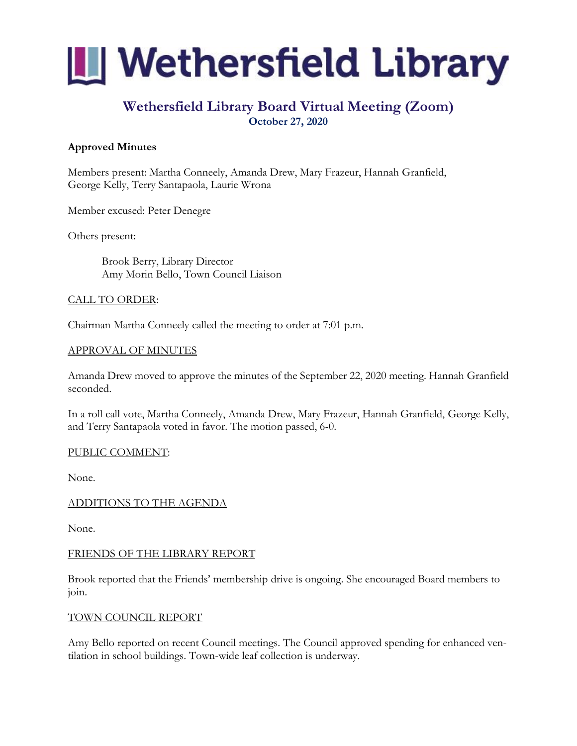# Wethersfield Library

## Wethersfield Library Board Virtual Meeting (Zoom)

**October 27, 2020**

**Approved Minutes**

Members present: Martha Conneely, Amanda Drew, Mary Frazeur, Hannah Granfield, George Kelly, Terry Santapaola, Laurie Wrona

Member excused: Peter Denegre

Others present:

Brook Berry, Library Director
Amy Morin Bello, Town Council Liaison

CALL TO ORDER:

Chairman Martha Conneely called the meeting to order at 7:01 p.m.

APPROVAL OF MINUTES

Amanda Drew moved to approve the minutes of the September 22, 2020 meeting. Hannah Granfield seconded.

In a roll call vote, Martha Conneely, Amanda Drew, Mary Frazeur, Hannah Granfield, George Kelly, and Terry Santapaola voted in favor. The motion passed, 6-0.

PUBLIC COMMENT:

None.

ADDITIONS TO THE AGENDA

None.

FRIENDS OF THE LIBRARY REPORT

Brook reported that the Friends' membership drive is ongoing. She encouraged Board members to join.

TOWN COUNCIL REPORT

Amy Bello reported on recent Council meetings. The Council approved spending for enhanced ventilation in school buildings. Town-wide leaf collection is underway.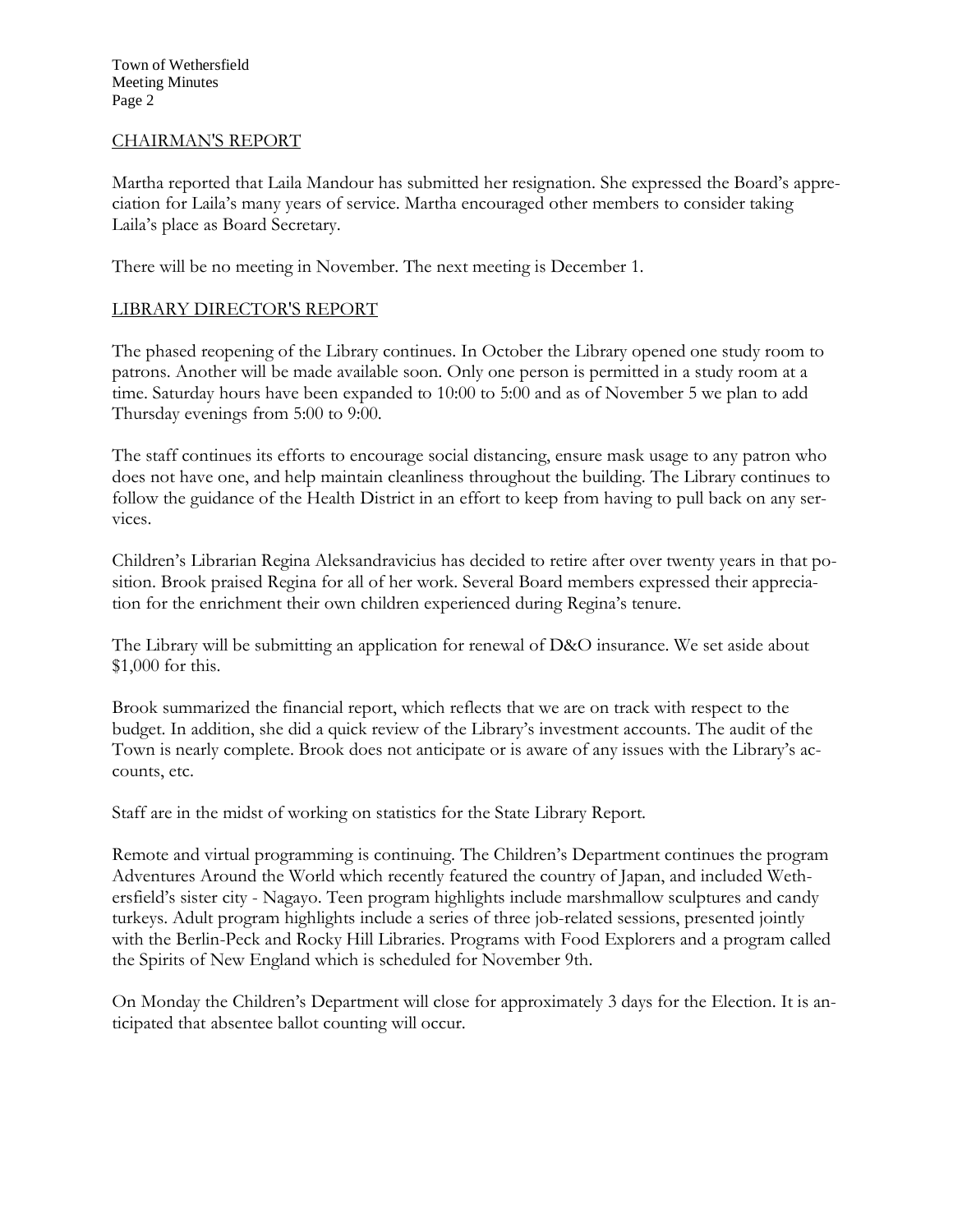## CHAIRMAN'S REPORT

Martha reported that Laila Mandour has submitted her resignation. She expressed the Board's appreciation for Laila's many years of service. Martha encouraged other members to consider taking Laila's place as Board Secretary.

There will be no meeting in November. The next meeting is December 1.

## LIBRARY DIRECTOR'S REPORT

The phased reopening of the Library continues. In October the Library opened one study room to patrons. Another will be made available soon. Only one person is permitted in a study room at a time. Saturday hours have been expanded to 10:00 to 5:00 and as of November 5 we plan to add Thursday evenings from 5:00 to 9:00.

The staff continues its efforts to encourage social distancing, ensure mask usage to any patron who does not have one, and help maintain cleanliness throughout the building. The Library continues to follow the guidance of the Health District in an effort to keep from having to pull back on any services.

Children's Librarian Regina Aleksandravicius has decided to retire after over twenty years in that position. Brook praised Regina for all of her work. Several Board members expressed their appreciation for the enrichment their own children experienced during Regina's tenure.

The Library will be submitting an application for renewal of D&O insurance. We set aside about $1,000 for this.

Brook summarized the financial report, which reflects that we are on track with respect to the budget. In addition, she did a quick review of the Library's investment accounts. The audit of the Town is nearly complete. Brook does not anticipate or is aware of any issues with the Library's accounts, etc.

Staff are in the midst of working on statistics for the State Library Report.

Remote and virtual programming is continuing. The Children's Department continues the program Adventures Around the World which recently featured the country of Japan, and included Wethersfield's sister city - Nagayo. Teen program highlights include marshmallow sculptures and candy turkeys. Adult program highlights include a series of three job-related sessions, presented jointly with the Berlin-Peck and Rocky Hill Libraries. Programs with Food Explorers and a program called the Spirits of New England which is scheduled for November 9th.

On Monday the Children's Department will close for approximately 3 days for the Election. It is anticipated that absentee ballot counting will occur.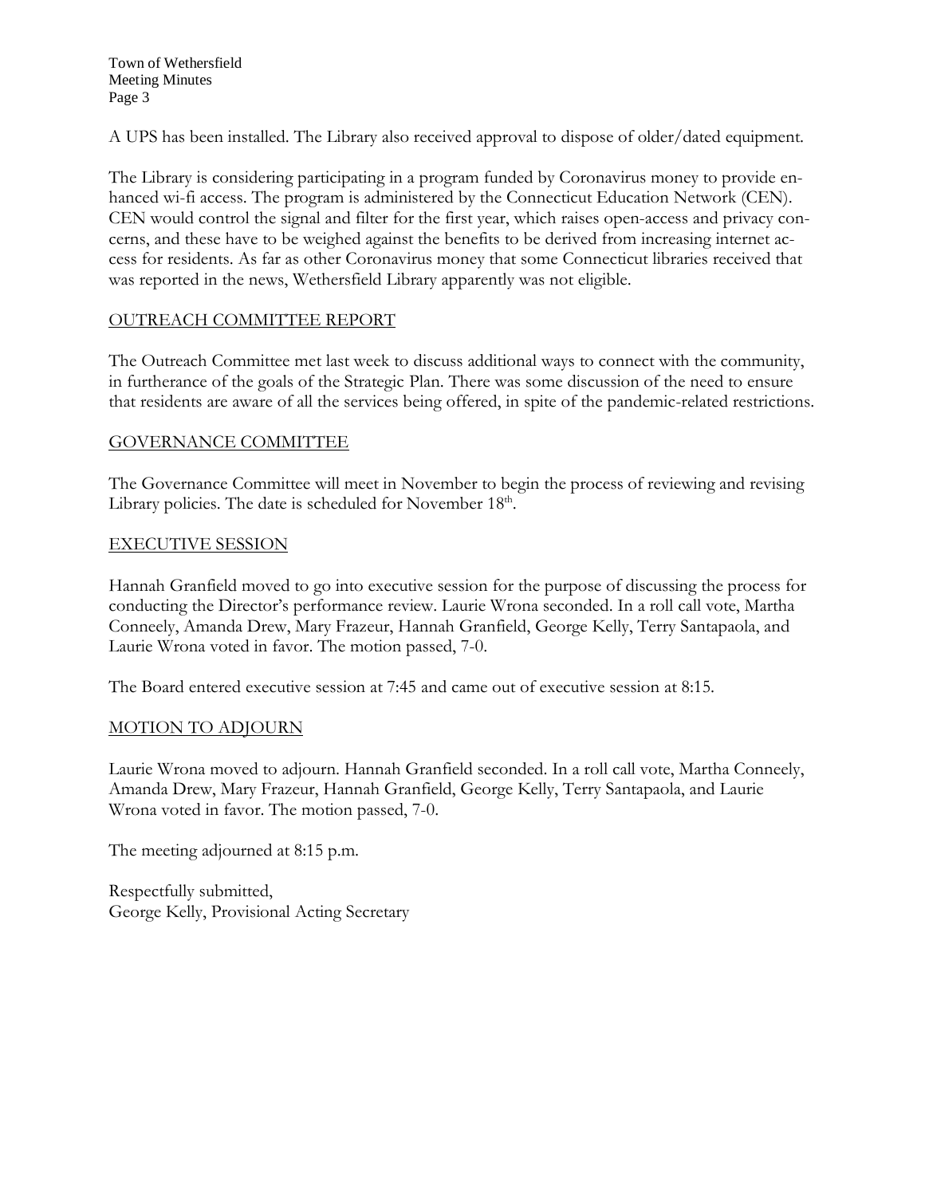A UPS has been installed. The Library also received approval to dispose of older/dated equipment.

The Library is considering participating in a program funded by Coronavirus money to provide enhanced wi-fi access. The program is administered by the Connecticut Education Network (CEN). CEN would control the signal and filter for the first year, which raises open-access and privacy concerns, and these have to be weighed against the benefits to be derived from increasing internet access for residents. As far as other Coronavirus money that some Connecticut libraries received that was reported in the news, Wethersfield Library apparently was not eligible.

## OUTREACH COMMITTEE REPORT

The Outreach Committee met last week to discuss additional ways to connect with the community, in furtherance of the goals of the Strategic Plan. There was some discussion of the need to ensure that residents are aware of all the services being offered, in spite of the pandemic-related restrictions.

## GOVERNANCE COMMITTEE

The Governance Committee will meet in November to begin the process of reviewing and revising Library policies. The date is scheduled for November 18th.

## EXECUTIVE SESSION

Hannah Granfield moved to go into executive session for the purpose of discussing the process for conducting the Director's performance review. Laurie Wrona seconded. In a roll call vote, Martha Conneely, Amanda Drew, Mary Frazeur, Hannah Granfield, George Kelly, Terry Santapaola, and Laurie Wrona voted in favor. The motion passed, 7-0.

The Board entered executive session at 7:45 and came out of executive session at 8:15.

## MOTION TO ADJOURN

Laurie Wrona moved to adjourn. Hannah Granfield seconded. In a roll call vote, Martha Conneely, Amanda Drew, Mary Frazeur, Hannah Granfield, George Kelly, Terry Santapaola, and Laurie Wrona voted in favor. The motion passed, 7-0.

The meeting adjourned at 8:15 p.m.

Respectfully submitted,
George Kelly, Provisional Acting Secretary